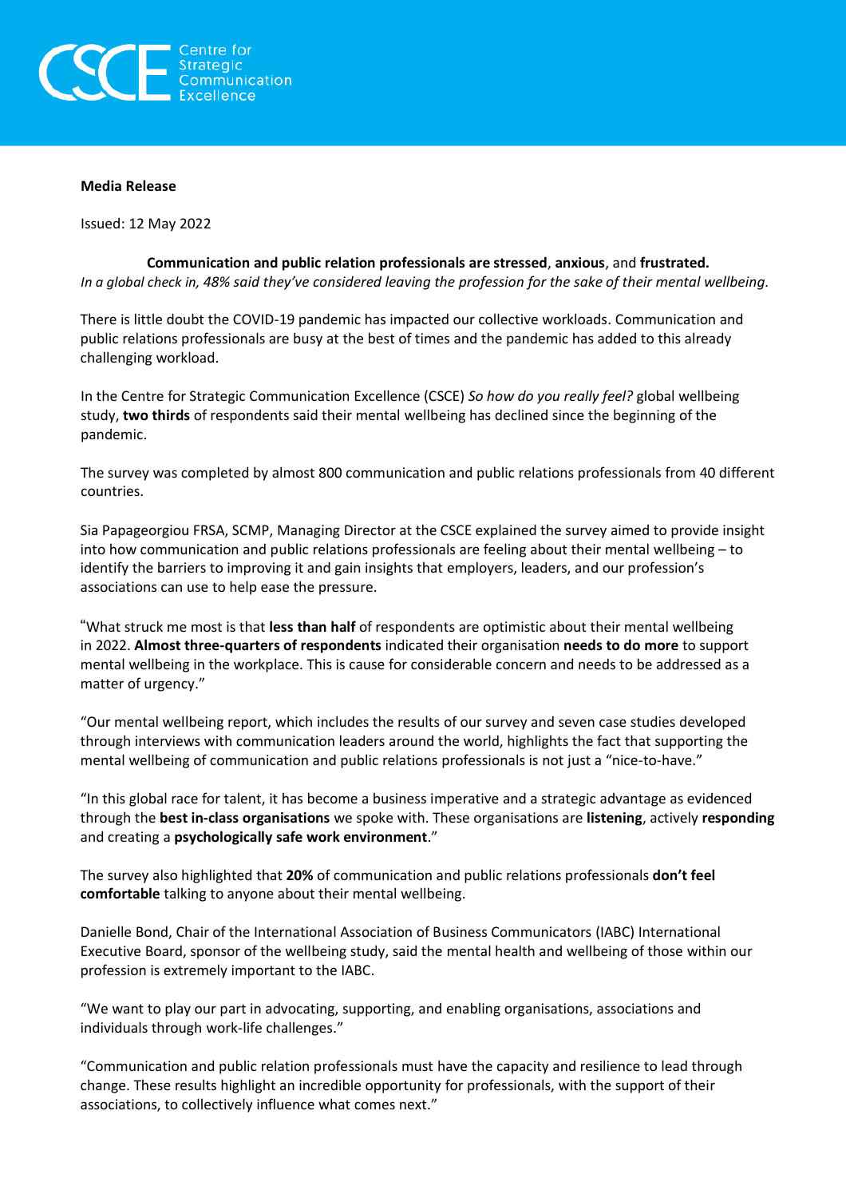Centre for Strategic Communication Excellence

**Media Release**

Issued: 12 May 2022

**Communication and public relation professionals are stressed**, **anxious**, and **frustrated.**
*In a global check in, 48% said they've considered leaving the profession for the sake of their mental wellbeing.*

There is little doubt the COVID-19 pandemic has impacted our collective workloads. Communication and public relations professionals are busy at the best of times and the pandemic has added to this already challenging workload.

In the Centre for Strategic Communication Excellence (CSCE) *So how do you really feel?* global wellbeing study, **two thirds** of respondents said their mental wellbeing has declined since the beginning of the pandemic.

The survey was completed by almost 800 communication and public relations professionals from 40 different countries.

Sia Papageorgiou FRSA, SCMP, Managing Director at the CSCE explained the survey aimed to provide insight into how communication and public relations professionals are feeling about their mental wellbeing – to identify the barriers to improving it and gain insights that employers, leaders, and our profession's associations can use to help ease the pressure.

"What struck me most is that **less than half** of respondents are optimistic about their mental wellbeing in 2022. **Almost three-quarters of respondents** indicated their organisation **needs to do more** to support mental wellbeing in the workplace. This is cause for considerable concern and needs to be addressed as a matter of urgency."

"Our mental wellbeing report, which includes the results of our survey and seven case studies developed through interviews with communication leaders around the world, highlights the fact that supporting the mental wellbeing of communication and public relations professionals is not just a "nice-to-have."

"In this global race for talent, it has become a business imperative and a strategic advantage as evidenced through the **best in-class organisations** we spoke with. These organisations are **listening**, actively **responding** and creating a **psychologically safe work environment**."

The survey also highlighted that **20%** of communication and public relations professionals **don't feel comfortable** talking to anyone about their mental wellbeing.

Danielle Bond, Chair of the International Association of Business Communicators (IABC) International Executive Board, sponsor of the wellbeing study, said the mental health and wellbeing of those within our profession is extremely important to the IABC.

"We want to play our part in advocating, supporting, and enabling organisations, associations and individuals through work-life challenges."

"Communication and public relation professionals must have the capacity and resilience to lead through change. These results highlight an incredible opportunity for professionals, with the support of their associations, to collectively influence what comes next."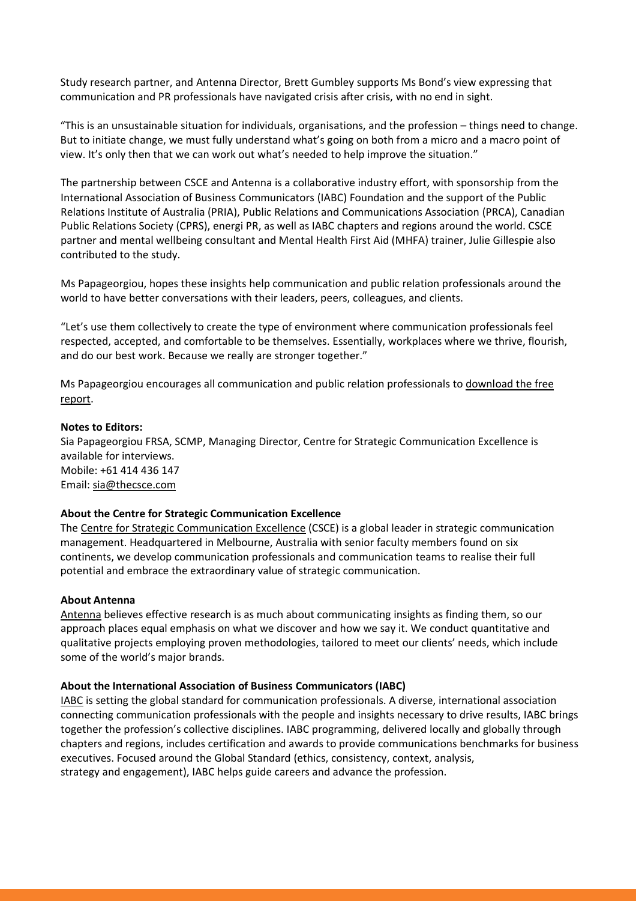Study research partner, and Antenna Director, Brett Gumbley supports Ms Bond's view expressing that communication and PR professionals have navigated crisis after crisis, with no end in sight.

"This is an unsustainable situation for individuals, organisations, and the profession – things need to change. But to initiate change, we must fully understand what's going on both from a micro and a macro point of view. It's only then that we can work out what's needed to help improve the situation."

The partnership between CSCE and Antenna is a collaborative industry effort, with sponsorship from the International Association of Business Communicators (IABC) Foundation and the support of the Public Relations Institute of Australia (PRIA), Public Relations and Communications Association (PRCA), Canadian Public Relations Society (CPRS), energi PR, as well as IABC chapters and regions around the world. CSCE partner and mental wellbeing consultant and Mental Health First Aid (MHFA) trainer, Julie Gillespie also contributed to the study.

Ms Papageorgiou, hopes these insights help communication and public relation professionals around the world to have better conversations with their leaders, peers, colleagues, and clients.

"Let's use them collectively to create the type of environment where communication professionals feel respected, accepted, and comfortable to be themselves. Essentially, workplaces where we thrive, flourish, and do our best work. Because we really are stronger together."

Ms Papageorgiou encourages all communication and public relation professionals to download the free report.

**Notes to Editors:**
Sia Papageorgiou FRSA, SCMP, Managing Director, Centre for Strategic Communication Excellence is available for interviews.
Mobile: +61 414 436 147
Email: sia@thecsce.com

**About the Centre for Strategic Communication Excellence**
The Centre for Strategic Communication Excellence (CSCE) is a global leader in strategic communication management. Headquartered in Melbourne, Australia with senior faculty members found on six continents, we develop communication professionals and communication teams to realise their full potential and embrace the extraordinary value of strategic communication.

**About Antenna**
Antenna believes effective research is as much about communicating insights as finding them, so our approach places equal emphasis on what we discover and how we say it. We conduct quantitative and qualitative projects employing proven methodologies, tailored to meet our clients' needs, which include some of the world's major brands.

**About the International Association of Business Communicators (IABC)**
IABC is setting the global standard for communication professionals. A diverse, international association connecting communication professionals with the people and insights necessary to drive results, IABC brings together the profession's collective disciplines. IABC programming, delivered locally and globally through chapters and regions, includes certification and awards to provide communications benchmarks for business executives. Focused around the Global Standard (ethics, consistency, context, analysis, strategy and engagement), IABC helps guide careers and advance the profession.